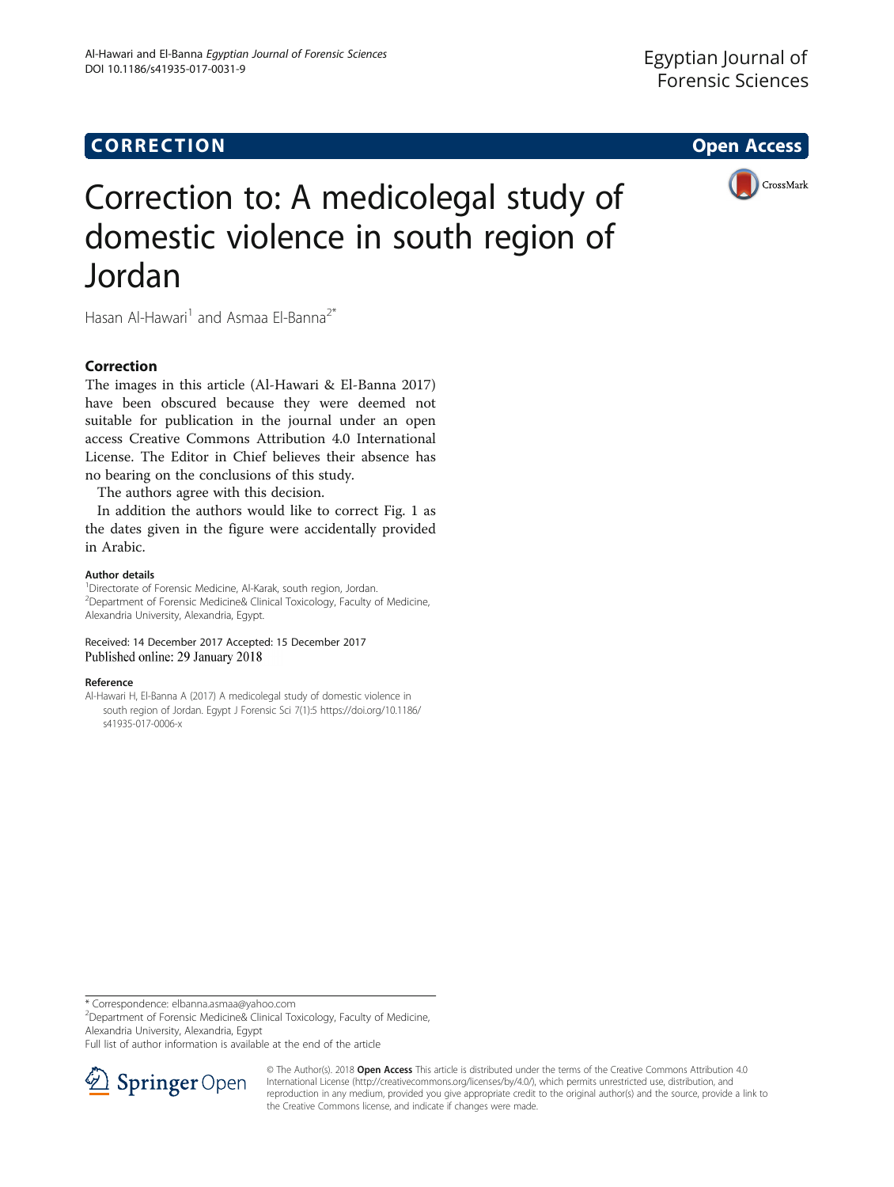# CORRECTION

# Correction to: A medicolegal study of domestic violence in south region of Jordan

Hasan Al-Hawari[1] and Asmaa El-Banna[2*]

## Correction

The images in this article (Al-Hawari & El-Banna 2017) have been obscured because they were deemed not suitable for publication in the journal under an open access Creative Commons Attribution 4.0 International License. The Editor in Chief believes their absence has no bearing on the conclusions of this study.

The authors agree with this decision.

In addition the authors would like to correct Fig. 1 as the dates given in the figure were accidentally provided in Arabic.

#### Author details

[1]Directorate of Forensic Medicine, Al-Karak, south region, Jordan. [2]Department of Forensic Medicine& Clinical Toxicology, Faculty of Medicine, Alexandria University, Alexandria, Egypt.

Received: 14 December 2017 Accepted: 15 December 2017
Published online: 29 January 2018

#### Reference

Al-Hawari H, El-Banna A (2017) A medicolegal study of domestic violence in south region of Jordan. Egypt J Forensic Sci 7(1):5 https://doi.org/10.1186/s41935-017-0006-x

---

* Correspondence: elbanna.asmaa@yahoo.com
[2]Department of Forensic Medicine& Clinical Toxicology, Faculty of Medicine, Alexandria University, Alexandria, Egypt
Full list of author information is available at the end of the article

© The Author(s). 2018 **Open Access** This article is distributed under the terms of the Creative Commons Attribution 4.0 International License (http://creativecommons.org/licenses/by/4.0/), which permits unrestricted use, distribution, and reproduction in any medium, provided you give appropriate credit to the original author(s) and the source, provide a link to the Creative Commons license, and indicate if changes were made.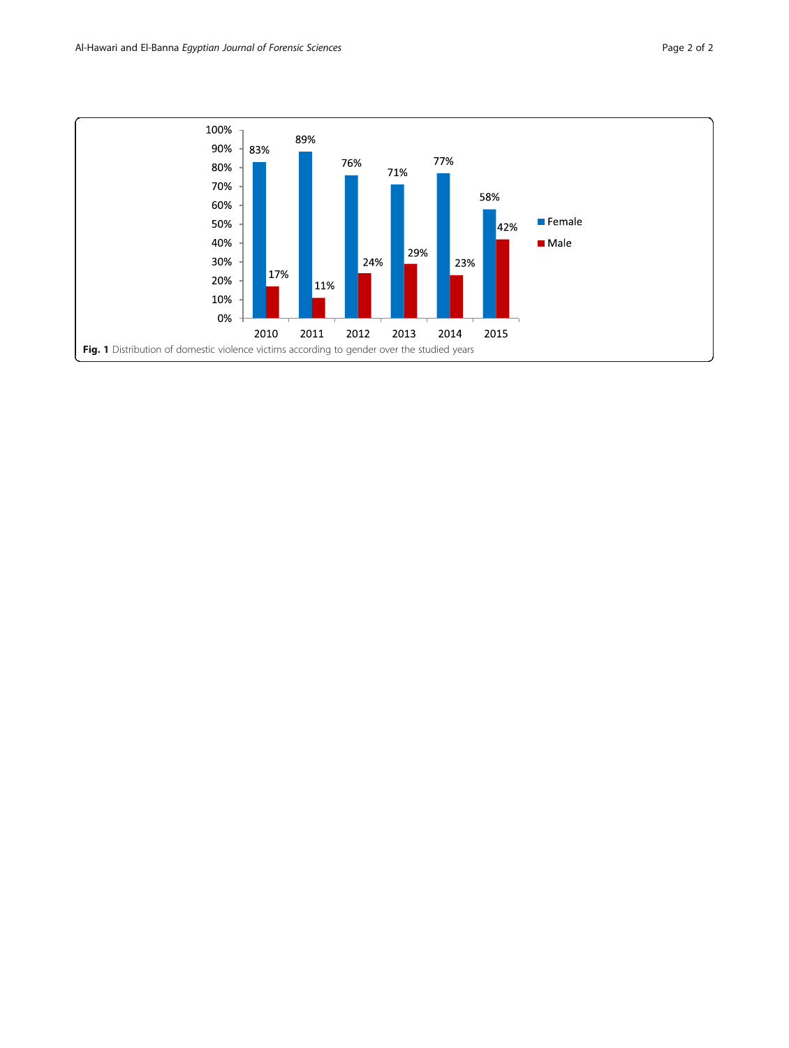100%
90%
80%
70%
60%
50%
40%
30%
20%
10%
0%

83%
17%
89%
11%
76%
24%
71%
29%
77%
23%
58%
42%

2010
2011
2012
2013
2014
2015

Female
Male

**Fig. 1** Distribution of domestic violence victims according to gender over the studied years